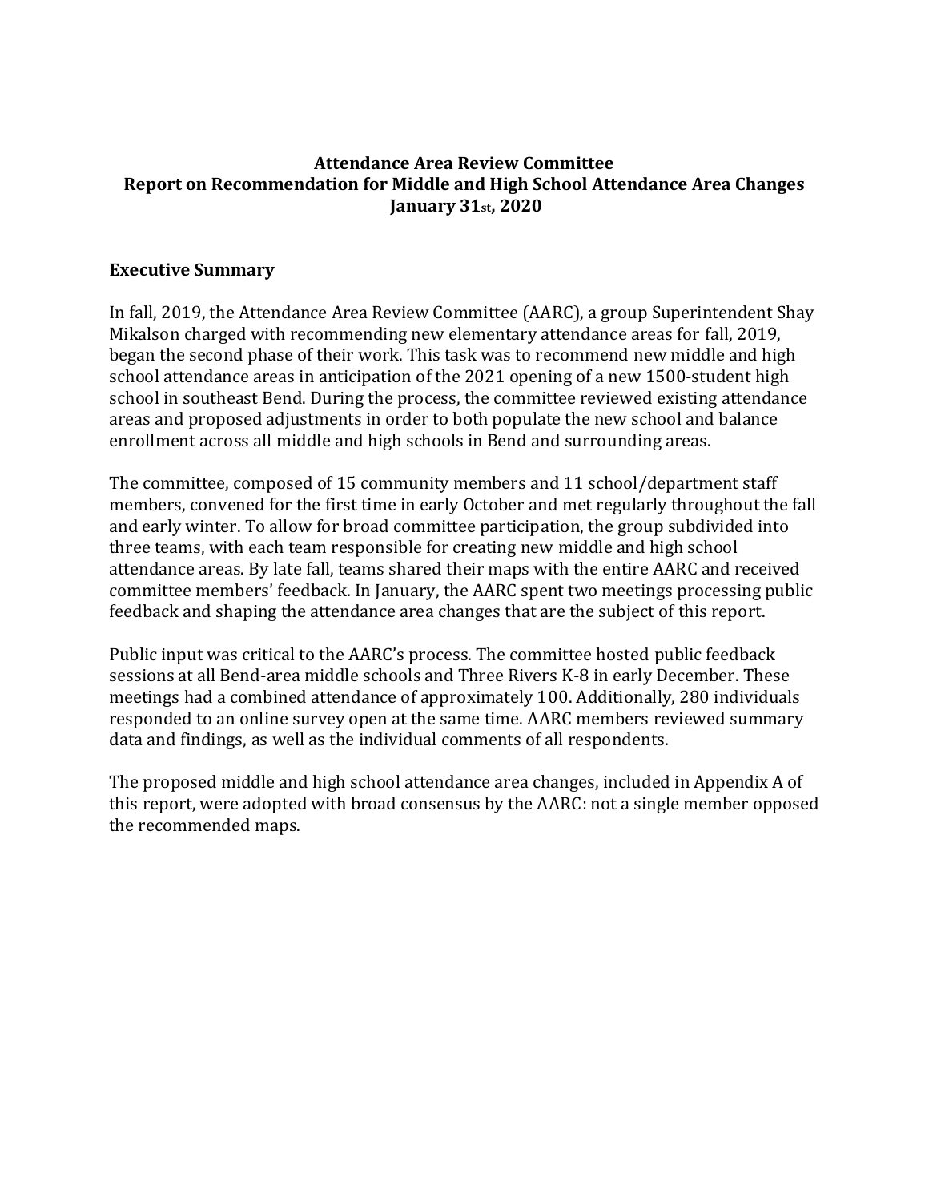# Attendance Area Review Committee
# Report on Recommendation for Middle and High School Attendance Area Changes
# January 31st, 2020

## Executive Summary

In fall, 2019, the Attendance Area Review Committee (AARC), a group Superintendent Shay Mikalson charged with recommending new elementary attendance areas for fall, 2019, began the second phase of their work. This task was to recommend new middle and high school attendance areas in anticipation of the 2021 opening of a new 1500-student high school in southeast Bend. During the process, the committee reviewed existing attendance areas and proposed adjustments in order to both populate the new school and balance enrollment across all middle and high schools in Bend and surrounding areas.

The committee, composed of 15 community members and 11 school/department staff members, convened for the first time in early October and met regularly throughout the fall and early winter. To allow for broad committee participation, the group subdivided into three teams, with each team responsible for creating new middle and high school attendance areas. By late fall, teams shared their maps with the entire AARC and received committee members' feedback. In January, the AARC spent two meetings processing public feedback and shaping the attendance area changes that are the subject of this report.

Public input was critical to the AARC's process. The committee hosted public feedback sessions at all Bend-area middle schools and Three Rivers K-8 in early December. These meetings had a combined attendance of approximately 100. Additionally, 280 individuals responded to an online survey open at the same time. AARC members reviewed summary data and findings, as well as the individual comments of all respondents.

The proposed middle and high school attendance area changes, included in Appendix A of this report, were adopted with broad consensus by the AARC: not a single member opposed the recommended maps.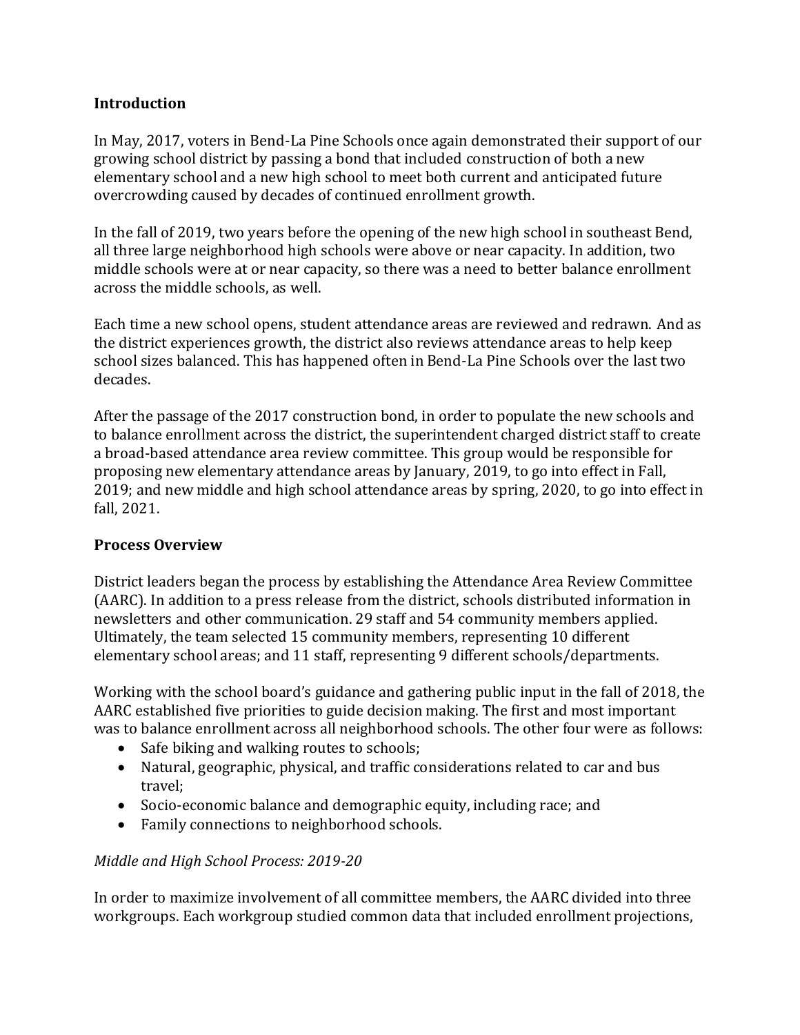## Introduction

In May, 2017, voters in Bend-La Pine Schools once again demonstrated their support of our growing school district by passing a bond that included construction of both a new elementary school and a new high school to meet both current and anticipated future overcrowding caused by decades of continued enrollment growth.

In the fall of 2019, two years before the opening of the new high school in southeast Bend, all three large neighborhood high schools were above or near capacity. In addition, two middle schools were at or near capacity, so there was a need to better balance enrollment across the middle schools, as well.

Each time a new school opens, student attendance areas are reviewed and redrawn. And as the district experiences growth, the district also reviews attendance areas to help keep school sizes balanced. This has happened often in Bend-La Pine Schools over the last two decades.

After the passage of the 2017 construction bond, in order to populate the new schools and to balance enrollment across the district, the superintendent charged district staff to create a broad-based attendance area review committee. This group would be responsible for proposing new elementary attendance areas by January, 2019, to go into effect in Fall, 2019; and new middle and high school attendance areas by spring, 2020, to go into effect in fall, 2021.

## Process Overview

District leaders began the process by establishing the Attendance Area Review Committee (AARC). In addition to a press release from the district, schools distributed information in newsletters and other communication. 29 staff and 54 community members applied. Ultimately, the team selected 15 community members, representing 10 different elementary school areas; and 11 staff, representing 9 different schools/departments.

Working with the school board's guidance and gathering public input in the fall of 2018, the AARC established five priorities to guide decision making. The first and most important was to balance enrollment across all neighborhood schools. The other four were as follows:

- Safe biking and walking routes to schools;
- Natural, geographic, physical, and traffic considerations related to car and bus travel;
- Socio-economic balance and demographic equity, including race; and
- Family connections to neighborhood schools.

### *Middle and High School Process: 2019-20*

In order to maximize involvement of all committee members, the AARC divided into three workgroups. Each workgroup studied common data that included enrollment projections,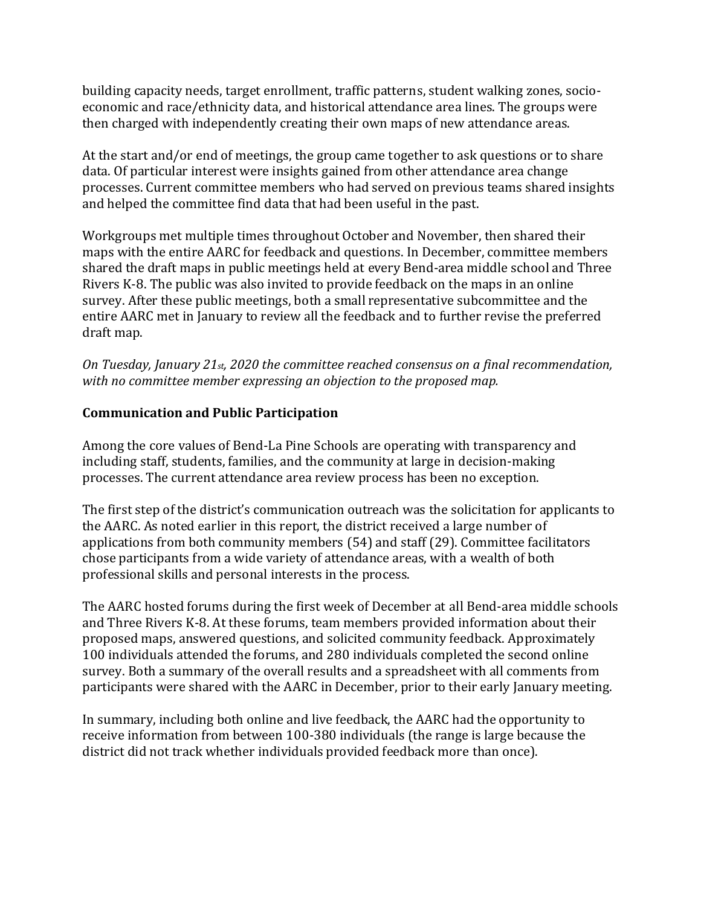building capacity needs, target enrollment, traffic patterns, student walking zones, socio-economic and race/ethnicity data, and historical attendance area lines. The groups were then charged with independently creating their own maps of new attendance areas.

At the start and/or end of meetings, the group came together to ask questions or to share data. Of particular interest were insights gained from other attendance area change processes. Current committee members who had served on previous teams shared insights and helped the committee find data that had been useful in the past.

Workgroups met multiple times throughout October and November, then shared their maps with the entire AARC for feedback and questions. In December, committee members shared the draft maps in public meetings held at every Bend-area middle school and Three Rivers K-8. The public was also invited to provide feedback on the maps in an online survey. After these public meetings, both a small representative subcommittee and the entire AARC met in January to review all the feedback and to further revise the preferred draft map.

*On Tuesday, January 21st, 2020 the committee reached consensus on a final recommendation, with no committee member expressing an objection to the proposed map.*

**Communication and Public Participation**

Among the core values of Bend-La Pine Schools are operating with transparency and including staff, students, families, and the community at large in decision-making processes. The current attendance area review process has been no exception.

The first step of the district's communication outreach was the solicitation for applicants to the AARC. As noted earlier in this report, the district received a large number of applications from both community members (54) and staff (29). Committee facilitators chose participants from a wide variety of attendance areas, with a wealth of both professional skills and personal interests in the process.

The AARC hosted forums during the first week of December at all Bend-area middle schools and Three Rivers K-8. At these forums, team members provided information about their proposed maps, answered questions, and solicited community feedback. Approximately 100 individuals attended the forums, and 280 individuals completed the second online survey. Both a summary of the overall results and a spreadsheet with all comments from participants were shared with the AARC in December, prior to their early January meeting.

In summary, including both online and live feedback, the AARC had the opportunity to receive information from between 100-380 individuals (the range is large because the district did not track whether individuals provided feedback more than once).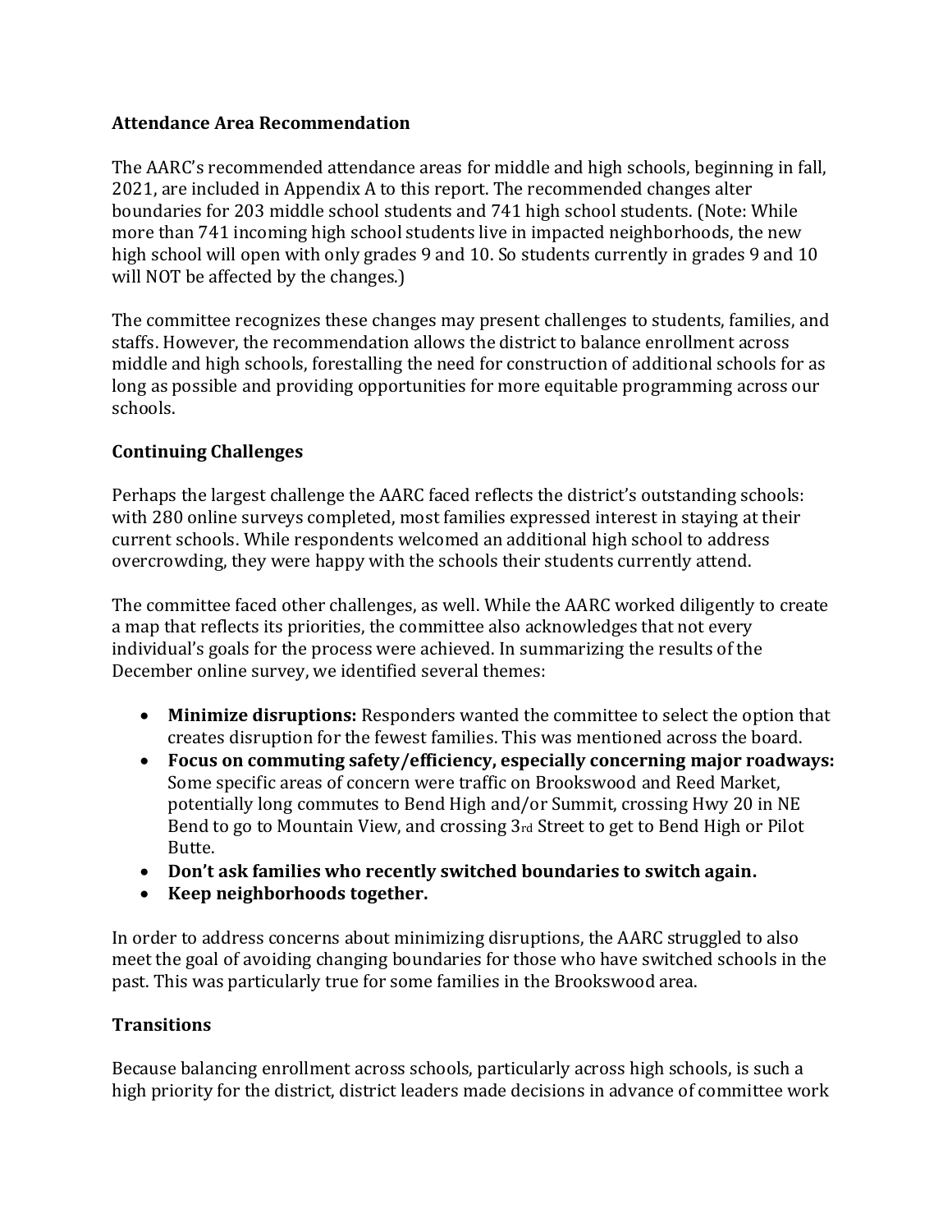**Attendance Area Recommendation**

The AARC's recommended attendance areas for middle and high schools, beginning in fall, 2021, are included in Appendix A to this report. The recommended changes alter boundaries for 203 middle school students and 741 high school students. (Note: While more than 741 incoming high school students live in impacted neighborhoods, the new high school will open with only grades 9 and 10. So students currently in grades 9 and 10 will NOT be affected by the changes.)

The committee recognizes these changes may present challenges to students, families, and staffs. However, the recommendation allows the district to balance enrollment across middle and high schools, forestalling the need for construction of additional schools for as long as possible and providing opportunities for more equitable programming across our schools.

**Continuing Challenges**

Perhaps the largest challenge the AARC faced reflects the district's outstanding schools: with 280 online surveys completed, most families expressed interest in staying at their current schools. While respondents welcomed an additional high school to address overcrowding, they were happy with the schools their students currently attend.

The committee faced other challenges, as well. While the AARC worked diligently to create a map that reflects its priorities, the committee also acknowledges that not every individual's goals for the process were achieved. In summarizing the results of the December online survey, we identified several themes:

- **Minimize disruptions:** Responders wanted the committee to select the option that creates disruption for the fewest families. This was mentioned across the board.
- **Focus on commuting safety/efficiency, especially concerning major roadways:** Some specific areas of concern were traffic on Brookswood and Reed Market, potentially long commutes to Bend High and/or Summit, crossing Hwy 20 in NE Bend to go to Mountain View, and crossing 3rd Street to get to Bend High or Pilot Butte.
- **Don't ask families who recently switched boundaries to switch again.**
- **Keep neighborhoods together.**

In order to address concerns about minimizing disruptions, the AARC struggled to also meet the goal of avoiding changing boundaries for those who have switched schools in the past. This was particularly true for some families in the Brookswood area.

**Transitions**

Because balancing enrollment across schools, particularly across high schools, is such a high priority for the district, district leaders made decisions in advance of committee work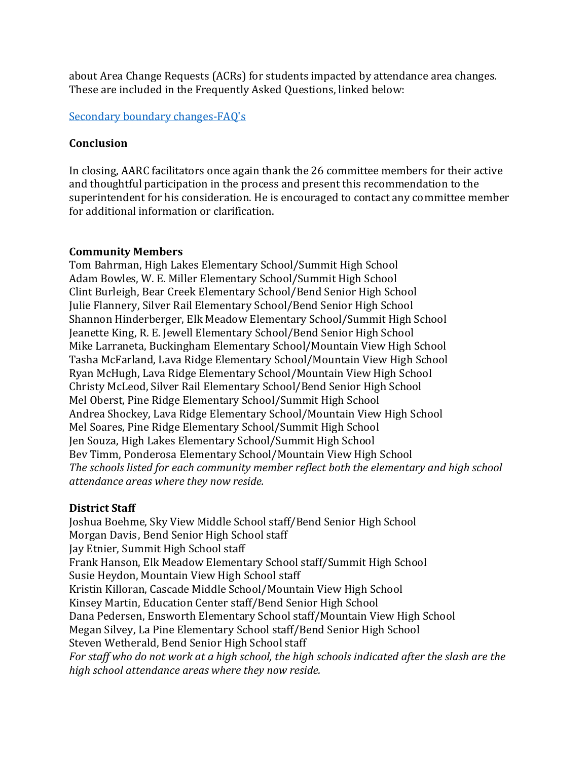about Area Change Requests (ACRs) for students impacted by attendance area changes. These are included in the Frequently Asked Questions, linked below:

Secondary boundary changes-FAQ's

### Conclusion

In closing, AARC facilitators once again thank the 26 committee members for their active and thoughtful participation in the process and present this recommendation to the superintendent for his consideration. He is encouraged to contact any committee member for additional information or clarification.

### Community Members

Tom Bahrman, High Lakes Elementary School/Summit High School
Adam Bowles, W. E. Miller Elementary School/Summit High School
Clint Burleigh, Bear Creek Elementary School/Bend Senior High School
Julie Flannery, Silver Rail Elementary School/Bend Senior High School
Shannon Hinderberger, Elk Meadow Elementary School/Summit High School
Jeanette King, R. E. Jewell Elementary School/Bend Senior High School
Mike Larraneta, Buckingham Elementary School/Mountain View High School
Tasha McFarland, Lava Ridge Elementary School/Mountain View High School
Ryan McHugh, Lava Ridge Elementary School/Mountain View High School
Christy McLeod, Silver Rail Elementary School/Bend Senior High School
Mel Oberst, Pine Ridge Elementary School/Summit High School
Andrea Shockey, Lava Ridge Elementary School/Mountain View High School
Mel Soares, Pine Ridge Elementary School/Summit High School
Jen Souza, High Lakes Elementary School/Summit High School
Bev Timm, Ponderosa Elementary School/Mountain View High School
*The schools listed for each community member reflect both the elementary and high school attendance areas where they now reside.*

### District Staff

Joshua Boehme, Sky View Middle School staff/Bend Senior High School
Morgan Davis, Bend Senior High School staff
Jay Etnier, Summit High School staff
Frank Hanson, Elk Meadow Elementary School staff/Summit High School
Susie Heydon, Mountain View High School staff
Kristin Killoran, Cascade Middle School/Mountain View High School
Kinsey Martin, Education Center staff/Bend Senior High School
Dana Pedersen, Ensworth Elementary School staff/Mountain View High School
Megan Silvey, La Pine Elementary School staff/Bend Senior High School
Steven Wetherald, Bend Senior High School staff
*For staff who do not work at a high school, the high schools indicated after the slash are the high school attendance areas where they now reside.*